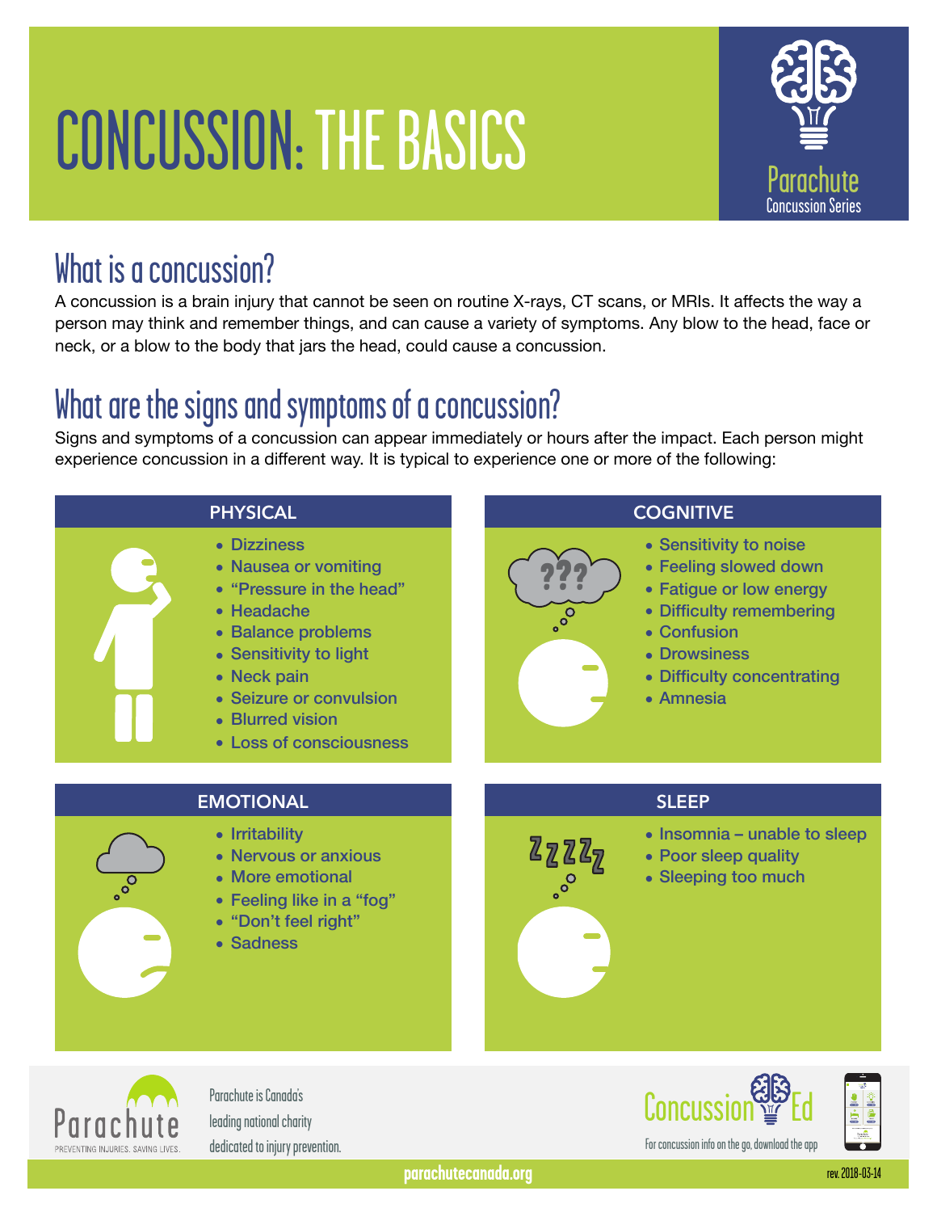# CONCUSSION: THE BASICS

Parachute Concussion Series

## What is a concussion?

A concussion is a brain injury that cannot be seen on routine X-rays, CT scans, or MRIs. It affects the way a person may think and remember things, and can cause a variety of symptoms. Any blow to the head, face or neck, or a blow to the body that jars the head, could cause a concussion.

## What are the signs and symptoms of a concussion?

Signs and symptoms of a concussion can appear immediately or hours after the impact. Each person might experience concussion in a different way. It is typical to experience one or more of the following:

### PHYSICAL

- Dizziness
- Nausea or vomiting
- "Pressure in the head"
- Headache
- Balance problems
- Sensitivity to light
- Neck pain
- Seizure or convulsion
- Blurred vision
- Loss of consciousness

### COGNITIVE

- Sensitivity to noise
- Feeling slowed down
- Fatigue or low energy
- Difficulty remembering
- Confusion
- Drowsiness
- Difficulty concentrating
- Amnesia

### EMOTIONAL

- Irritability
- Nervous or anxious
- More emotional
- Feeling like in a "fog"
- "Don't feel right"
- Sadness

### SLEEP

- Insomnia – unable to sleep
- Poor sleep quality
- Sleeping too much

Parachute — PREVENTING INJURIES. SAVING LIVES.

Parachute is Canada's leading national charity dedicated to injury prevention.

Concussion Ed — For concussion info on the go, download the app

parachutecanada.org

rev. 2018-03-14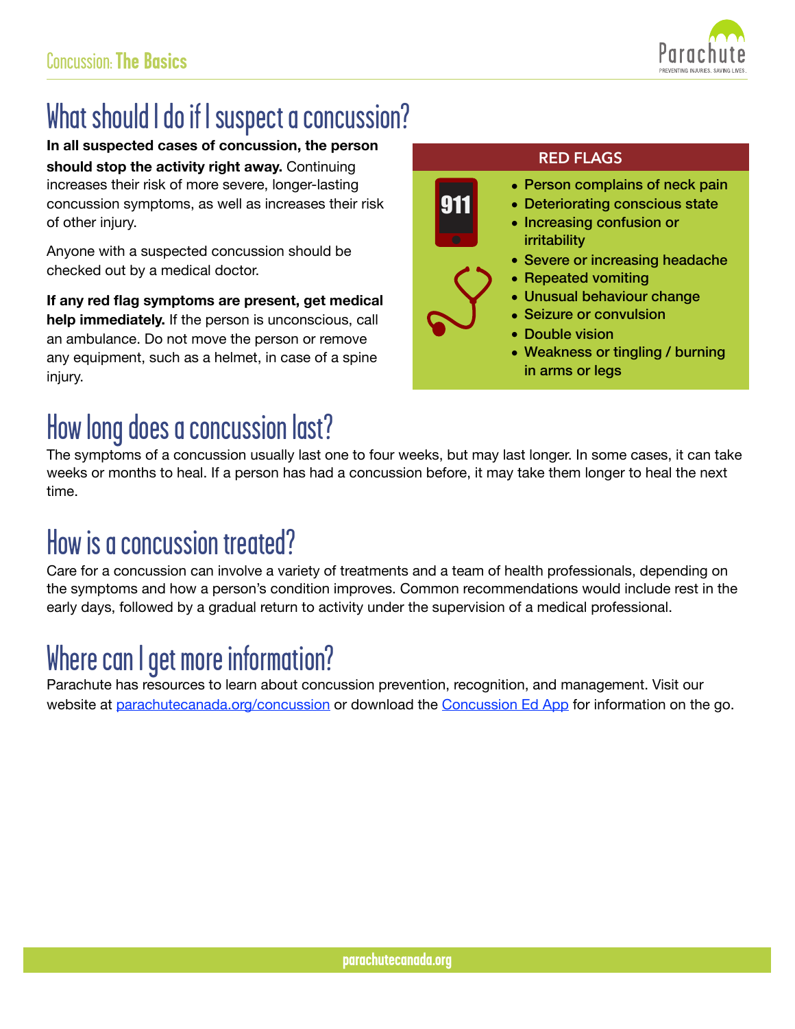# What should I do if I suspect a concussion?

**In all suspected cases of concussion, the person should stop the activity right away.** Continuing increases their risk of more severe, longer-lasting concussion symptoms, as well as increases their risk of other injury.

Anyone with a suspected concussion should be checked out by a medical doctor.

**If any red flag symptoms are present, get medical help immediately.** If the person is unconscious, call an ambulance. Do not move the person or remove any equipment, such as a helmet, in case of a spine injury.

**RED FLAGS**

- Person complains of neck pain
- Deteriorating conscious state
- Increasing confusion or irritability
- Severe or increasing headache
- Repeated vomiting
- Unusual behaviour change
- Seizure or convulsion
- Double vision
- Weakness or tingling / burning in arms or legs

# How long does a concussion last?

The symptoms of a concussion usually last one to four weeks, but may last longer. In some cases, it can take weeks or months to heal. If a person has had a concussion before, it may take them longer to heal the next time.

# How is a concussion treated?

Care for a concussion can involve a variety of treatments and a team of health professionals, depending on the symptoms and how a person's condition improves. Common recommendations would include rest in the early days, followed by a gradual return to activity under the supervision of a medical professional.

# Where can I get more information?

Parachute has resources to learn about concussion prevention, recognition, and management. Visit our website at parachutecanada.org/concussion or download the Concussion Ed App for information on the go.